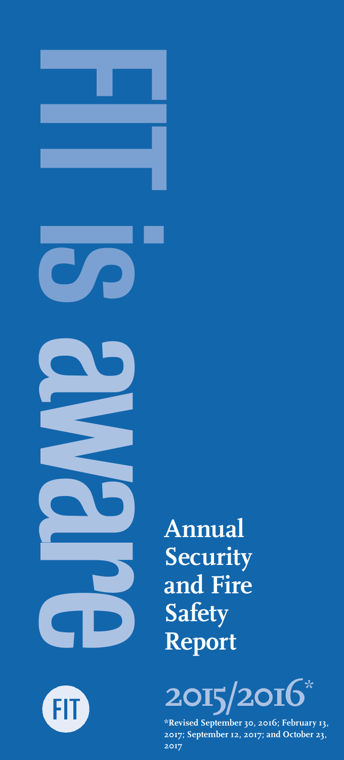FIT is aware

# Annual Security and Fire Safety Report

FIT

# 2015/2016*

**\*Revised September 30, 2016; February 13, 2017; September 12, 2017; and October 23, 2017**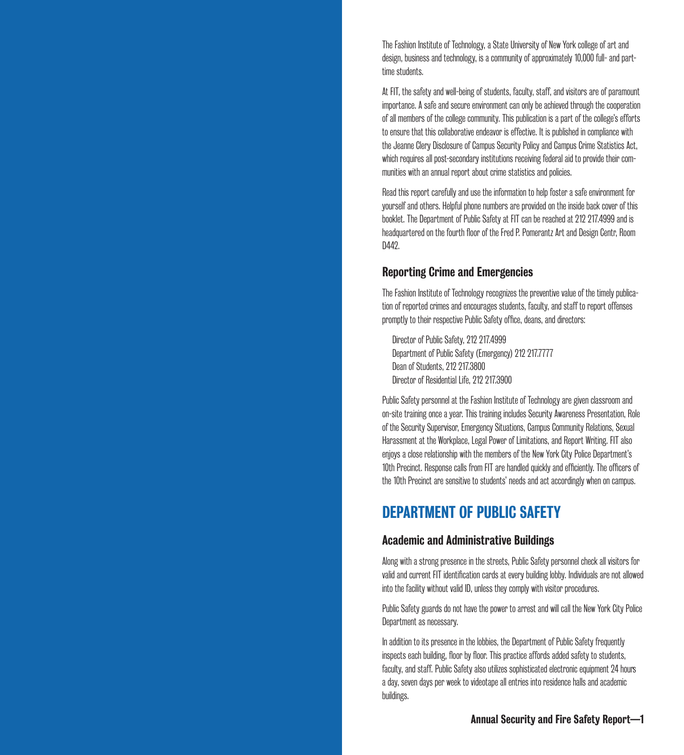The Fashion Institute of Technology, a State University of New York college of art and design, business and technology, is a community of approximately 10,000 full- and part-time students.

At FIT, the safety and well-being of students, faculty, staff, and visitors are of paramount importance. A safe and secure environment can only be achieved through the cooperation of all members of the college community. This publication is a part of the college's efforts to ensure that this collaborative endeavor is effective. It is published in compliance with the Jeanne Clery Disclosure of Campus Security Policy and Campus Crime Statistics Act, which requires all post-secondary institutions receiving federal aid to provide their communities with an annual report about crime statistics and policies.

Read this report carefully and use the information to help foster a safe environment for yourself and others. Helpful phone numbers are provided on the inside back cover of this booklet. The Department of Public Safety at FIT can be reached at 212 217.4999 and is headquartered on the fourth floor of the Fred P. Pomerantz Art and Design Centr, Room D442.

### Reporting Crime and Emergencies

The Fashion Institute of Technology recognizes the preventive value of the timely publication of reported crimes and encourages students, faculty, and staff to report offenses promptly to their respective Public Safety office, deans, and directors:

Director of Public Safety, 212 217.4999
Department of Public Safety (Emergency) 212 217.7777
Dean of Students, 212 217.3800
Director of Residential Life, 212 217.3900

Public Safety personnel at the Fashion Institute of Technology are given classroom and on-site training once a year. This training includes Security Awareness Presentation, Role of the Security Supervisor, Emergency Situations, Campus Community Relations, Sexual Harassment at the Workplace, Legal Power of Limitations, and Report Writing. FIT also enjoys a close relationship with the members of the New York City Police Department's 10th Precinct. Response calls from FIT are handled quickly and efficiently. The officers of the 10th Precinct are sensitive to students' needs and act accordingly when on campus.

## DEPARTMENT OF PUBLIC SAFETY

### Academic and Administrative Buildings

Along with a strong presence in the streets, Public Safety personnel check all visitors for valid and current FIT identification cards at every building lobby. Individuals are not allowed into the facility without valid ID, unless they comply with visitor procedures.

Public Safety guards do not have the power to arrest and will call the New York City Police Department as necessary.

In addition to its presence in the lobbies, the Department of Public Safety frequently inspects each building, floor by floor. This practice affords added safety to students, faculty, and staff. Public Safety also utilizes sophisticated electronic equipment 24 hours a day, seven days per week to videotape all entries into residence halls and academic buildings.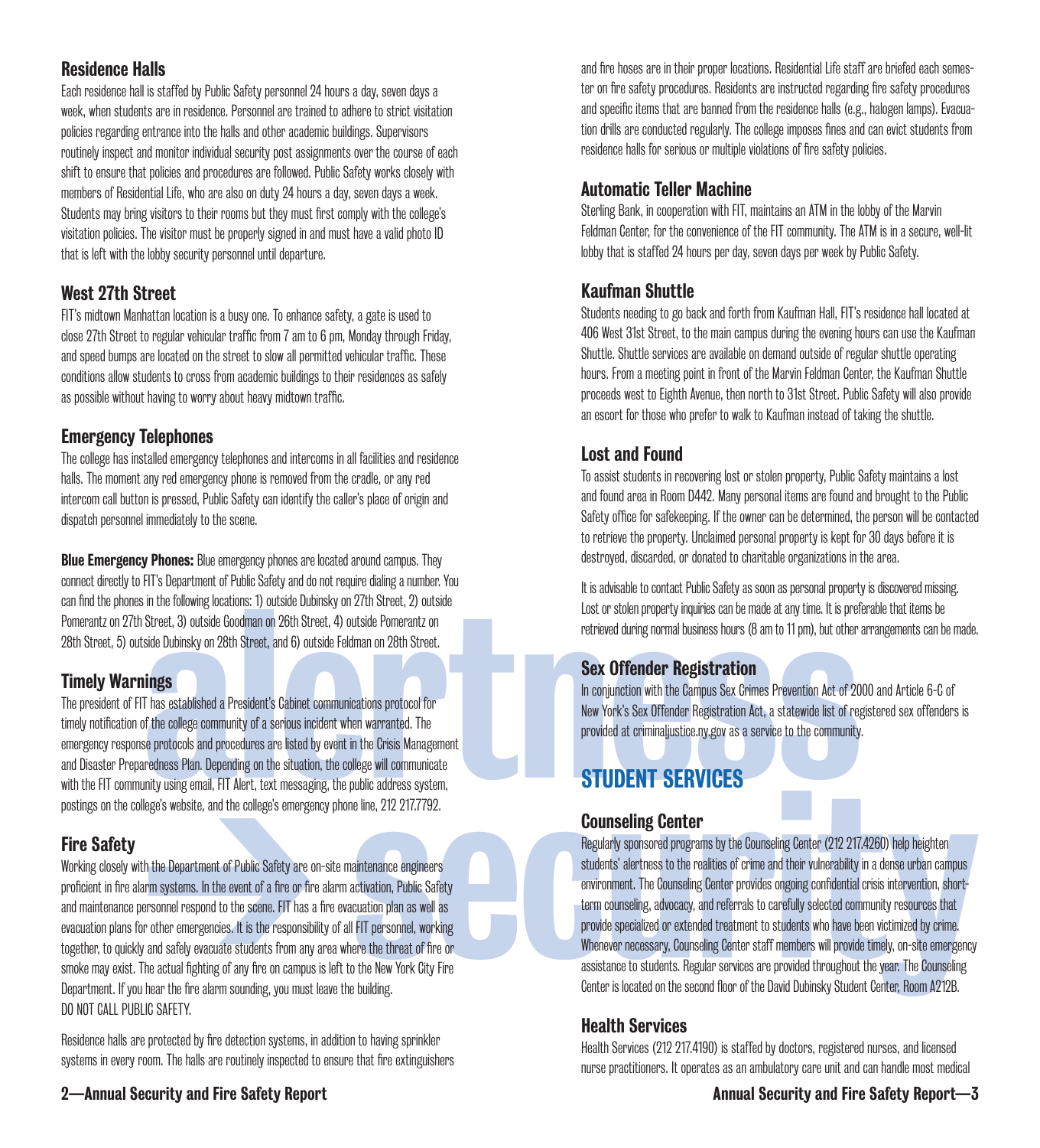### Residence Halls

Each residence hall is staffed by Public Safety personnel 24 hours a day, seven days a week, when students are in residence. Personnel are trained to adhere to strict visitation policies regarding entrance into the halls and other academic buildings. Supervisors routinely inspect and monitor individual security post assignments over the course of each shift to ensure that policies and procedures are followed. Public Safety works closely with members of Residential Life, who are also on duty 24 hours a day, seven days a week. Students may bring visitors to their rooms but they must first comply with the college's visitation policies. The visitor must be properly signed in and must have a valid photo ID that is left with the lobby security personnel until departure.

### West 27th Street

FIT's midtown Manhattan location is a busy one. To enhance safety, a gate is used to close 27th Street to regular vehicular traffic from 7 am to 6 pm, Monday through Friday, and speed bumps are located on the street to slow all permitted vehicular traffic. These conditions allow students to cross from academic buildings to their residences as safely as possible without having to worry about heavy midtown traffic.

### Emergency Telephones

The college has installed emergency telephones and intercoms in all facilities and residence halls. The moment any red emergency phone is removed from the cradle, or any red intercom call button is pressed, Public Safety can identify the caller's place of origin and dispatch personnel immediately to the scene.

**Blue Emergency Phones:** Blue emergency phones are located around campus. They connect directly to FIT's Department of Public Safety and do not require dialing a number. You can find the phones in the following locations: 1) outside Dubinsky on 27th Street, 2) outside Pomerantz on 27th Street, 3) outside Goodman on 26th Street, 4) outside Pomerantz on 28th Street, 5) outside Dubinsky on 28th Street, and 6) outside Feldman on 28th Street.

### Timely Warnings

The president of FIT has established a President's Cabinet communications protocol for timely notification of the college community of a serious incident when warranted. The emergency response protocols and procedures are listed by event in the Crisis Management and Disaster Preparedness Plan. Depending on the situation, the college will communicate with the FIT community using email, FIT Alert, text messaging, the public address system, postings on the college's website, and the college's emergency phone line, 212 217.7792.

### Fire Safety

Working closely with the Department of Public Safety are on-site maintenance engineers proficient in fire alarm systems. In the event of a fire or fire alarm activation, Public Safety and maintenance personnel respond to the scene. FIT has a fire evacuation plan as well as evacuation plans for other emergencies. It is the responsibility of all FIT personnel, working together, to quickly and safely evacuate students from any area where the threat of fire or smoke may exist. The actual fighting of any fire on campus is left to the New York City Fire Department. If you hear the fire alarm sounding, you must leave the building.
DO NOT CALL PUBLIC SAFETY.

Residence halls are protected by fire detection systems, in addition to having sprinkler systems in every room. The halls are routinely inspected to ensure that fire extinguishers and fire hoses are in their proper locations. Residential Life staff are briefed each semester on fire safety procedures. Residents are instructed regarding fire safety procedures and specific items that are banned from the residence halls (e.g., halogen lamps). Evacuation drills are conducted regularly. The college imposes fines and can evict students from residence halls for serious or multiple violations of fire safety policies.

### Automatic Teller Machine

Sterling Bank, in cooperation with FIT, maintains an ATM in the lobby of the Marvin Feldman Center, for the convenience of the FIT community. The ATM is in a secure, well-lit lobby that is staffed 24 hours per day, seven days per week by Public Safety.

### Kaufman Shuttle

Students needing to go back and forth from Kaufman Hall, FIT's residence hall located at 406 West 31st Street, to the main campus during the evening hours can use the Kaufman Shuttle. Shuttle services are available on demand outside of regular shuttle operating hours. From a meeting point in front of the Marvin Feldman Center, the Kaufman Shuttle proceeds west to Eighth Avenue, then north to 31st Street. Public Safety will also provide an escort for those who prefer to walk to Kaufman instead of taking the shuttle.

### Lost and Found

To assist students in recovering lost or stolen property, Public Safety maintains a lost and found area in Room D442. Many personal items are found and brought to the Public Safety office for safekeeping. If the owner can be determined, the person will be contacted to retrieve the property. Unclaimed personal property is kept for 30 days before it is destroyed, discarded, or donated to charitable organizations in the area.

It is advisable to contact Public Safety as soon as personal property is discovered missing. Lost or stolen property inquiries can be made at any time. It is preferable that items be retrieved during normal business hours (8 am to 11 pm), but other arrangements can be made.

### Sex Offender Registration

In conjunction with the Campus Sex Crimes Prevention Act of 2000 and Article 6-C of New York's Sex Offender Registration Act, a statewide list of registered sex offenders is provided at criminaljustice.ny.gov as a service to the community.

## STUDENT SERVICES

### Counseling Center

Regularly sponsored programs by the Counseling Center (212 217.4260) help heighten students' alertness to the realities of crime and their vulnerability in a dense urban campus environment. The Counseling Center provides ongoing confidential crisis intervention, short-term counseling, advocacy, and referrals to carefully selected community resources that provide specialized or extended treatment to students who have been victimized by crime. Whenever necessary, Counseling Center staff members will provide timely, on-site emergency assistance to students. Regular services are provided throughout the year. The Counseling Center is located on the second floor of the David Dubinsky Student Center, Room A212B.

### Health Services

Health Services (212 217.4190) is staffed by doctors, registered nurses, and licensed nurse practitioners. It operates as an ambulatory care unit and can handle most medical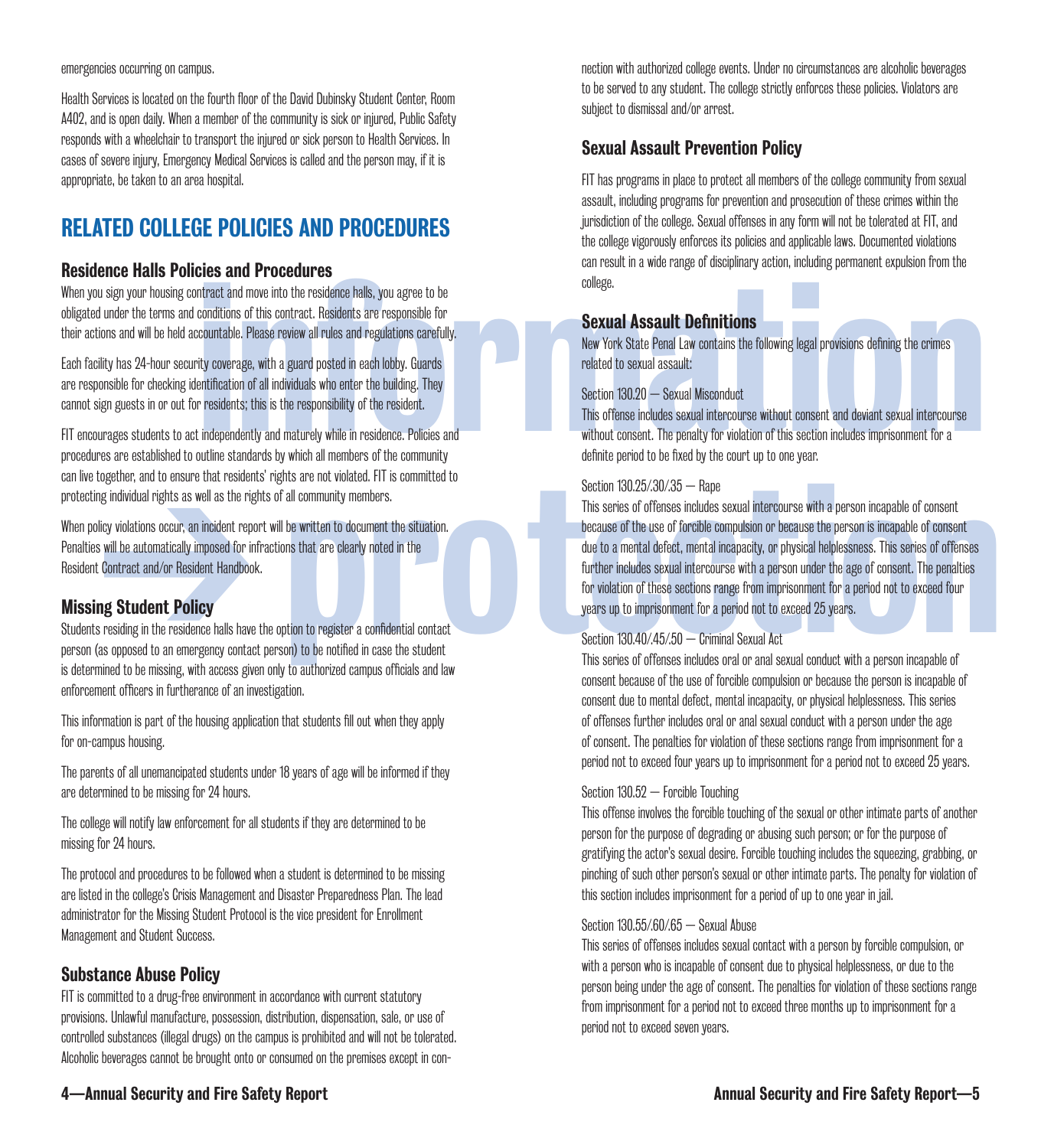emergencies occurring on campus.

Health Services is located on the fourth floor of the David Dubinsky Student Center, Room A402, and is open daily. When a member of the community is sick or injured, Public Safety responds with a wheelchair to transport the injured or sick person to Health Services. In cases of severe injury, Emergency Medical Services is called and the person may, if it is appropriate, be taken to an area hospital.

## RELATED COLLEGE POLICIES AND PROCEDURES

### Residence Halls Policies and Procedures

When you sign your housing contract and move into the residence halls, you agree to be obligated under the terms and conditions of this contract. Residents are responsible for their actions and will be held accountable. Please review all rules and regulations carefully.

Each facility has 24-hour security coverage, with a guard posted in each lobby. Guards are responsible for checking identification of all individuals who enter the building. They cannot sign guests in or out for residents; this is the responsibility of the resident.

FIT encourages students to act independently and maturely while in residence. Policies and procedures are established to outline standards by which all members of the community can live together, and to ensure that residents' rights are not violated. FIT is committed to protecting individual rights as well as the rights of all community members.

When policy violations occur, an incident report will be written to document the situation. Penalties will be automatically imposed for infractions that are clearly noted in the Resident Contract and/or Resident Handbook.

### Missing Student Policy

Students residing in the residence halls have the option to register a confidential contact person (as opposed to an emergency contact person) to be notified in case the student is determined to be missing, with access given only to authorized campus officials and law enforcement officers in furtherance of an investigation.

This information is part of the housing application that students fill out when they apply for on-campus housing.

The parents of all unemancipated students under 18 years of age will be informed if they are determined to be missing for 24 hours.

The college will notify law enforcement for all students if they are determined to be missing for 24 hours.

The protocol and procedures to be followed when a student is determined to be missing are listed in the college's Crisis Management and Disaster Preparedness Plan. The lead administrator for the Missing Student Protocol is the vice president for Enrollment Management and Student Success.

### Substance Abuse Policy

FIT is committed to a drug-free environment in accordance with current statutory provisions. Unlawful manufacture, possession, distribution, dispensation, sale, or use of controlled substances (illegal drugs) on the campus is prohibited and will not be tolerated. Alcoholic beverages cannot be brought onto or consumed on the premises except in connection with authorized college events. Under no circumstances are alcoholic beverages to be served to any student. The college strictly enforces these policies. Violators are subject to dismissal and/or arrest.

### Sexual Assault Prevention Policy

FIT has programs in place to protect all members of the college community from sexual assault, including programs for prevention and prosecution of these crimes within the jurisdiction of the college. Sexual offenses in any form will not be tolerated at FIT, and the college vigorously enforces its policies and applicable laws. Documented violations can result in a wide range of disciplinary action, including permanent expulsion from the college.

### Sexual Assault Definitions

New York State Penal Law contains the following legal provisions defining the crimes related to sexual assault:

Section 130.20 — Sexual Misconduct
This offense includes sexual intercourse without consent and deviant sexual intercourse without consent. The penalty for violation of this section includes imprisonment for a definite period to be fixed by the court up to one year.

Section 130.25/.30/.35 — Rape
This series of offenses includes sexual intercourse with a person incapable of consent because of the use of forcible compulsion or because the person is incapable of consent due to a mental defect, mental incapacity, or physical helplessness. This series of offenses further includes sexual intercourse with a person under the age of consent. The penalties for violation of these sections range from imprisonment for a period not to exceed four years up to imprisonment for a period not to exceed 25 years.

Section 130.40/.45/.50 — Criminal Sexual Act
This series of offenses includes oral or anal sexual conduct with a person incapable of consent because of the use of forcible compulsion or because the person is incapable of consent due to mental defect, mental incapacity, or physical helplessness. This series of offenses further includes oral or anal sexual conduct with a person under the age of consent. The penalties for violation of these sections range from imprisonment for a period not to exceed four years up to imprisonment for a period not to exceed 25 years.

Section 130.52 — Forcible Touching
This offense involves the forcible touching of the sexual or other intimate parts of another person for the purpose of degrading or abusing such person; or for the purpose of gratifying the actor's sexual desire. Forcible touching includes the squeezing, grabbing, or pinching of such other person's sexual or other intimate parts. The penalty for violation of this section includes imprisonment for a period of up to one year in jail.

Section 130.55/.60/.65 — Sexual Abuse
This series of offenses includes sexual contact with a person by forcible compulsion, or with a person who is incapable of consent due to physical helplessness, or due to the person being under the age of consent. The penalties for violation of these sections range from imprisonment for a period not to exceed three months up to imprisonment for a period not to exceed seven years.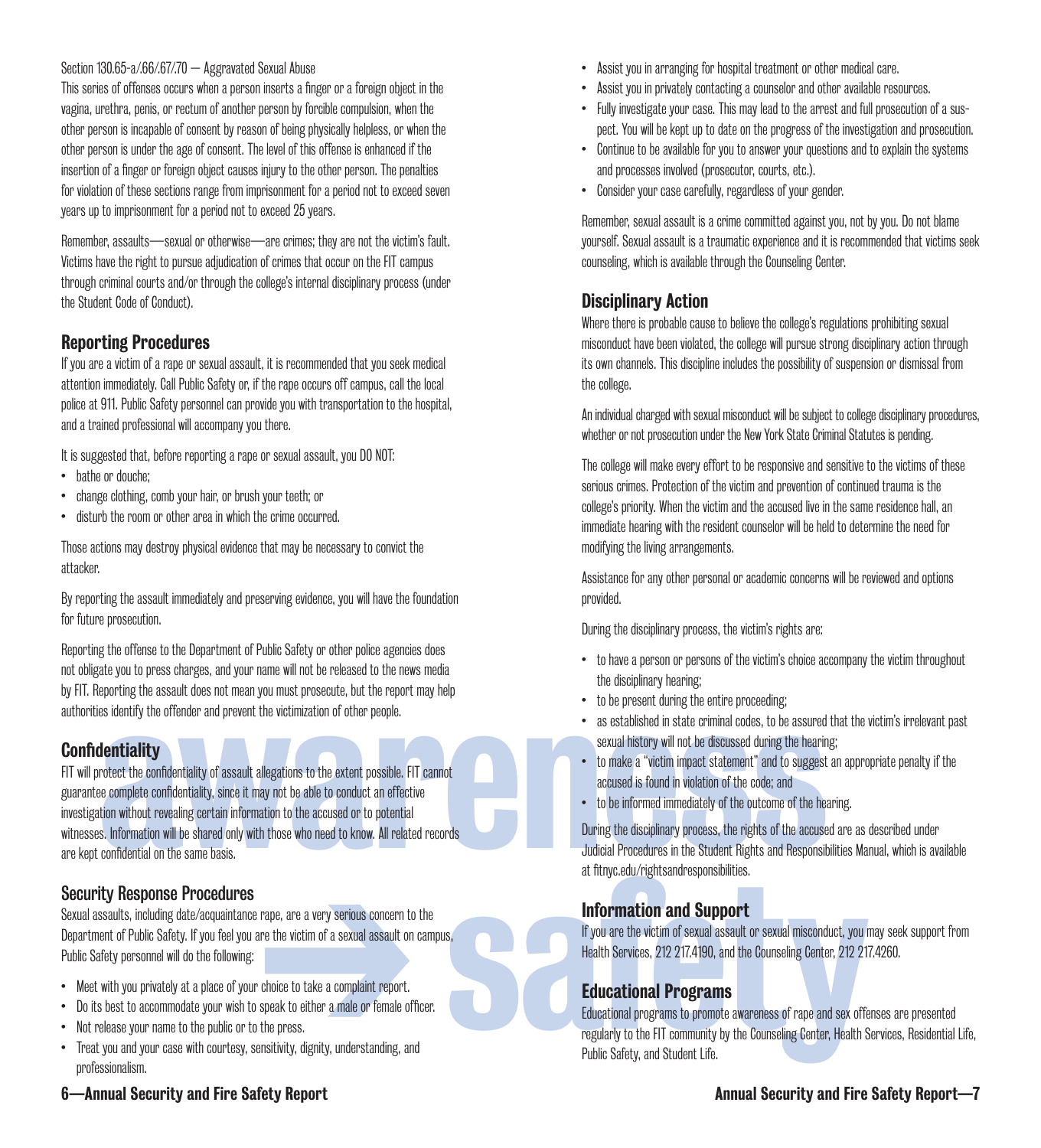Section 130.65-a/.66/.67/.70 — Aggravated Sexual Abuse

This series of offenses occurs when a person inserts a finger or a foreign object in the vagina, urethra, penis, or rectum of another person by forcible compulsion, when the other person is incapable of consent by reason of being physically helpless, or when the other person is under the age of consent. The level of this offense is enhanced if the insertion of a finger or foreign object causes injury to the other person. The penalties for violation of these sections range from imprisonment for a period not to exceed seven years up to imprisonment for a period not to exceed 25 years.

Remember, assaults—sexual or otherwise—are crimes; they are not the victim's fault. Victims have the right to pursue adjudication of crimes that occur on the FIT campus through criminal courts and/or through the college's internal disciplinary process (under the Student Code of Conduct).

## Reporting Procedures

If you are a victim of a rape or sexual assault, it is recommended that you seek medical attention immediately. Call Public Safety or, if the rape occurs off campus, call the local police at 911. Public Safety personnel can provide you with transportation to the hospital, and a trained professional will accompany you there.

It is suggested that, before reporting a rape or sexual assault, you DO NOT:

- bathe or douche;
- change clothing, comb your hair, or brush your teeth; or
- disturb the room or other area in which the crime occurred.

Those actions may destroy physical evidence that may be necessary to convict the attacker.

By reporting the assault immediately and preserving evidence, you will have the foundation for future prosecution.

Reporting the offense to the Department of Public Safety or other police agencies does not obligate you to press charges, and your name will not be released to the news media by FIT. Reporting the assault does not mean you must prosecute, but the report may help authorities identify the offender and prevent the victimization of other people.

## Confidentiality

FIT will protect the confidentiality of assault allegations to the extent possible. FIT cannot guarantee complete confidentiality, since it may not be able to conduct an effective investigation without revealing certain information to the accused or to potential witnesses. Information will be shared only with those who need to know. All related records are kept confidential on the same basis.

## Security Response Procedures

Sexual assaults, including date/acquaintance rape, are a very serious concern to the Department of Public Safety. If you feel you are the victim of a sexual assault on campus, Public Safety personnel will do the following:

- Meet with you privately at a place of your choice to take a complaint report.
- Do its best to accommodate your wish to speak to either a male or female officer.
- Not release your name to the public or to the press.
- Treat you and your case with courtesy, sensitivity, dignity, understanding, and professionalism.
- Assist you in arranging for hospital treatment or other medical care.
- Assist you in privately contacting a counselor and other available resources.
- Fully investigate your case. This may lead to the arrest and full prosecution of a suspect. You will be kept up to date on the progress of the investigation and prosecution.
- Continue to be available for you to answer your questions and to explain the systems and processes involved (prosecutor, courts, etc.).
- Consider your case carefully, regardless of your gender.

Remember, sexual assault is a crime committed against you, not by you. Do not blame yourself. Sexual assault is a traumatic experience and it is recommended that victims seek counseling, which is available through the Counseling Center.

## Disciplinary Action

Where there is probable cause to believe the college's regulations prohibiting sexual misconduct have been violated, the college will pursue strong disciplinary action through its own channels. This discipline includes the possibility of suspension or dismissal from the college.

An individual charged with sexual misconduct will be subject to college disciplinary procedures, whether or not prosecution under the New York State Criminal Statutes is pending.

The college will make every effort to be responsive and sensitive to the victims of these serious crimes. Protection of the victim and prevention of continued trauma is the college's priority. When the victim and the accused live in the same residence hall, an immediate hearing with the resident counselor will be held to determine the need for modifying the living arrangements.

Assistance for any other personal or academic concerns will be reviewed and options provided.

During the disciplinary process, the victim's rights are:

- to have a person or persons of the victim's choice accompany the victim throughout the disciplinary hearing;
- to be present during the entire proceeding;
- as established in state criminal codes, to be assured that the victim's irrelevant past sexual history will not be discussed during the hearing;
- to make a "victim impact statement" and to suggest an appropriate penalty if the accused is found in violation of the code; and
- to be informed immediately of the outcome of the hearing.

During the disciplinary process, the rights of the accused are as described under Judicial Procedures in the Student Rights and Responsibilities Manual, which is available at fitnyc.edu/rightsandresponsibilities.

## Information and Support

If you are the victim of sexual assault or sexual misconduct, you may seek support from Health Services, 212 217.4190, and the Counseling Center, 212 217.4260.

## Educational Programs

Educational programs to promote awareness of rape and sex offenses are presented regularly to the FIT community by the Counseling Center, Health Services, Residential Life, Public Safety, and Student Life.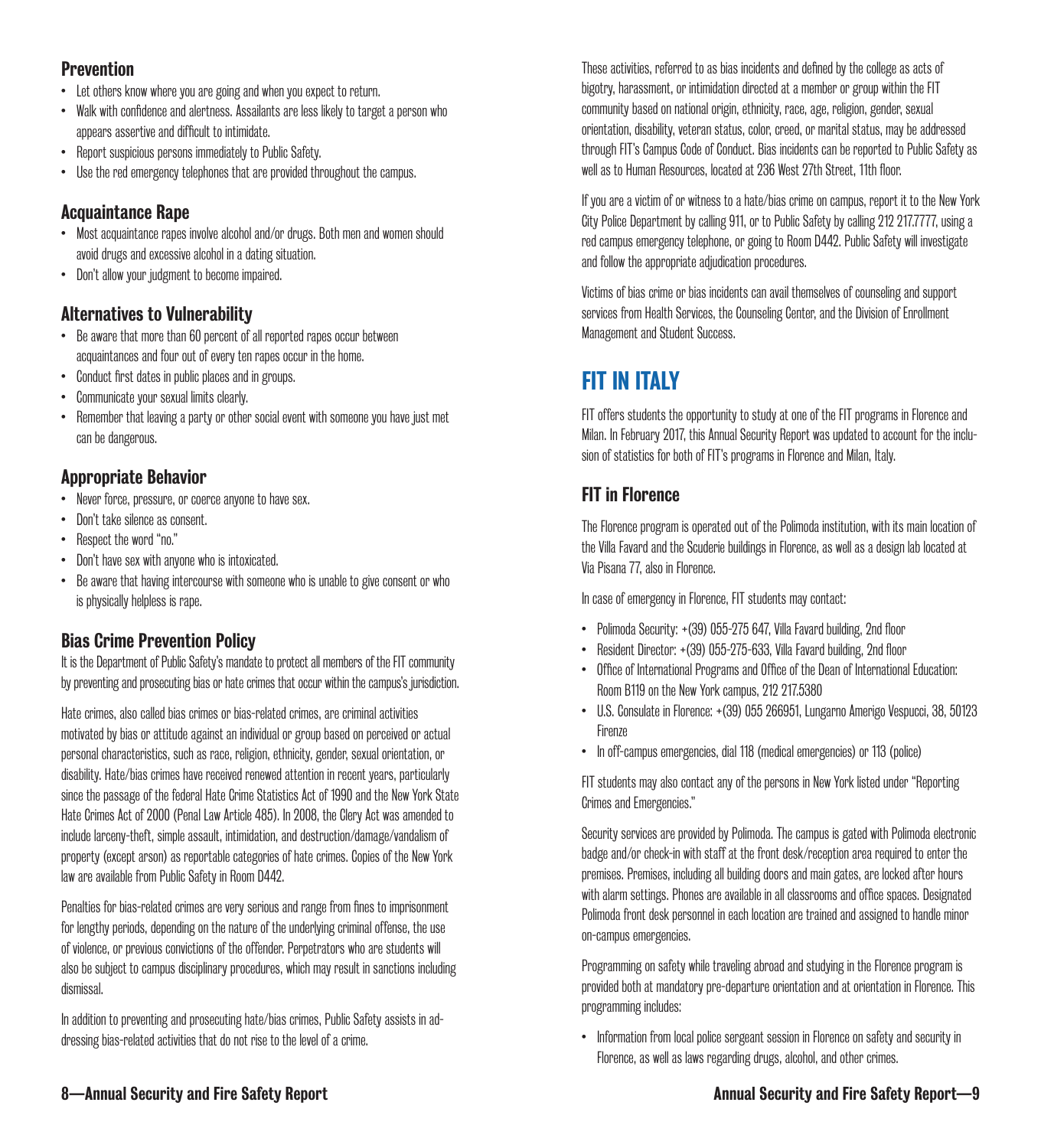### Prevention

- Let others know where you are going and when you expect to return.
- Walk with confidence and alertness. Assailants are less likely to target a person who appears assertive and difficult to intimidate.
- Report suspicious persons immediately to Public Safety.
- Use the red emergency telephones that are provided throughout the campus.

### Acquaintance Rape

- Most acquaintance rapes involve alcohol and/or drugs. Both men and women should avoid drugs and excessive alcohol in a dating situation.
- Don't allow your judgment to become impaired.

### Alternatives to Vulnerability

- Be aware that more than 60 percent of all reported rapes occur between acquaintances and four out of every ten rapes occur in the home.
- Conduct first dates in public places and in groups.
- Communicate your sexual limits clearly.
- Remember that leaving a party or other social event with someone you have just met can be dangerous.

### Appropriate Behavior

- Never force, pressure, or coerce anyone to have sex.
- Don't take silence as consent.
- Respect the word "no."
- Don't have sex with anyone who is intoxicated.
- Be aware that having intercourse with someone who is unable to give consent or who is physically helpless is rape.

### Bias Crime Prevention Policy

It is the Department of Public Safety's mandate to protect all members of the FIT community by preventing and prosecuting bias or hate crimes that occur within the campus's jurisdiction.

Hate crimes, also called bias crimes or bias-related crimes, are criminal activities motivated by bias or attitude against an individual or group based on perceived or actual personal characteristics, such as race, religion, ethnicity, gender, sexual orientation, or disability. Hate/bias crimes have received renewed attention in recent years, particularly since the passage of the federal Hate Crime Statistics Act of 1990 and the New York State Hate Crimes Act of 2000 (Penal Law Article 485). In 2008, the Clery Act was amended to include larceny-theft, simple assault, intimidation, and destruction/damage/vandalism of property (except arson) as reportable categories of hate crimes. Copies of the New York law are available from Public Safety in Room D442.

Penalties for bias-related crimes are very serious and range from fines to imprisonment for lengthy periods, depending on the nature of the underlying criminal offense, the use of violence, or previous convictions of the offender. Perpetrators who are students will also be subject to campus disciplinary procedures, which may result in sanctions including dismissal.

In addition to preventing and prosecuting hate/bias crimes, Public Safety assists in addressing bias-related activities that do not rise to the level of a crime.

These activities, referred to as bias incidents and defined by the college as acts of bigotry, harassment, or intimidation directed at a member or group within the FIT community based on national origin, ethnicity, race, age, religion, gender, sexual orientation, disability, veteran status, color, creed, or marital status, may be addressed through FIT's Campus Code of Conduct. Bias incidents can be reported to Public Safety as well as to Human Resources, located at 236 West 27th Street, 11th floor.

If you are a victim of or witness to a hate/bias crime on campus, report it to the New York City Police Department by calling 911, or to Public Safety by calling 212 217.7777, using a red campus emergency telephone, or going to Room D442. Public Safety will investigate and follow the appropriate adjudication procedures.

Victims of bias crime or bias incidents can avail themselves of counseling and support services from Health Services, the Counseling Center, and the Division of Enrollment Management and Student Success.

## FIT IN ITALY

FIT offers students the opportunity to study at one of the FIT programs in Florence and Milan. In February 2017, this Annual Security Report was updated to account for the inclusion of statistics for both of FIT's programs in Florence and Milan, Italy.

### FIT in Florence

The Florence program is operated out of the Polimoda institution, with its main location of the Villa Favard and the Scuderie buildings in Florence, as well as a design lab located at Via Pisana 77, also in Florence.

In case of emergency in Florence, FIT students may contact:

- Polimoda Security: +(39) 055-275 647, Villa Favard building, 2nd floor
- Resident Director: +(39) 055-275-633, Villa Favard building, 2nd floor
- Office of International Programs and Office of the Dean of International Education: Room B119 on the New York campus, 212 217.5380
- U.S. Consulate in Florence: +(39) 055 266951, Lungarno Amerigo Vespucci, 38, 50123 Firenze
- In off-campus emergencies, dial 118 (medical emergencies) or 113 (police)

FIT students may also contact any of the persons in New York listed under "Reporting Crimes and Emergencies."

Security services are provided by Polimoda. The campus is gated with Polimoda electronic badge and/or check-in with staff at the front desk/reception area required to enter the premises. Premises, including all building doors and main gates, are locked after hours with alarm settings. Phones are available in all classrooms and office spaces. Designated Polimoda front desk personnel in each location are trained and assigned to handle minor on-campus emergencies.

Programming on safety while traveling abroad and studying in the Florence program is provided both at mandatory pre-departure orientation and at orientation in Florence. This programming includes:

- Information from local police sergeant session in Florence on safety and security in Florence, as well as laws regarding drugs, alcohol, and other crimes.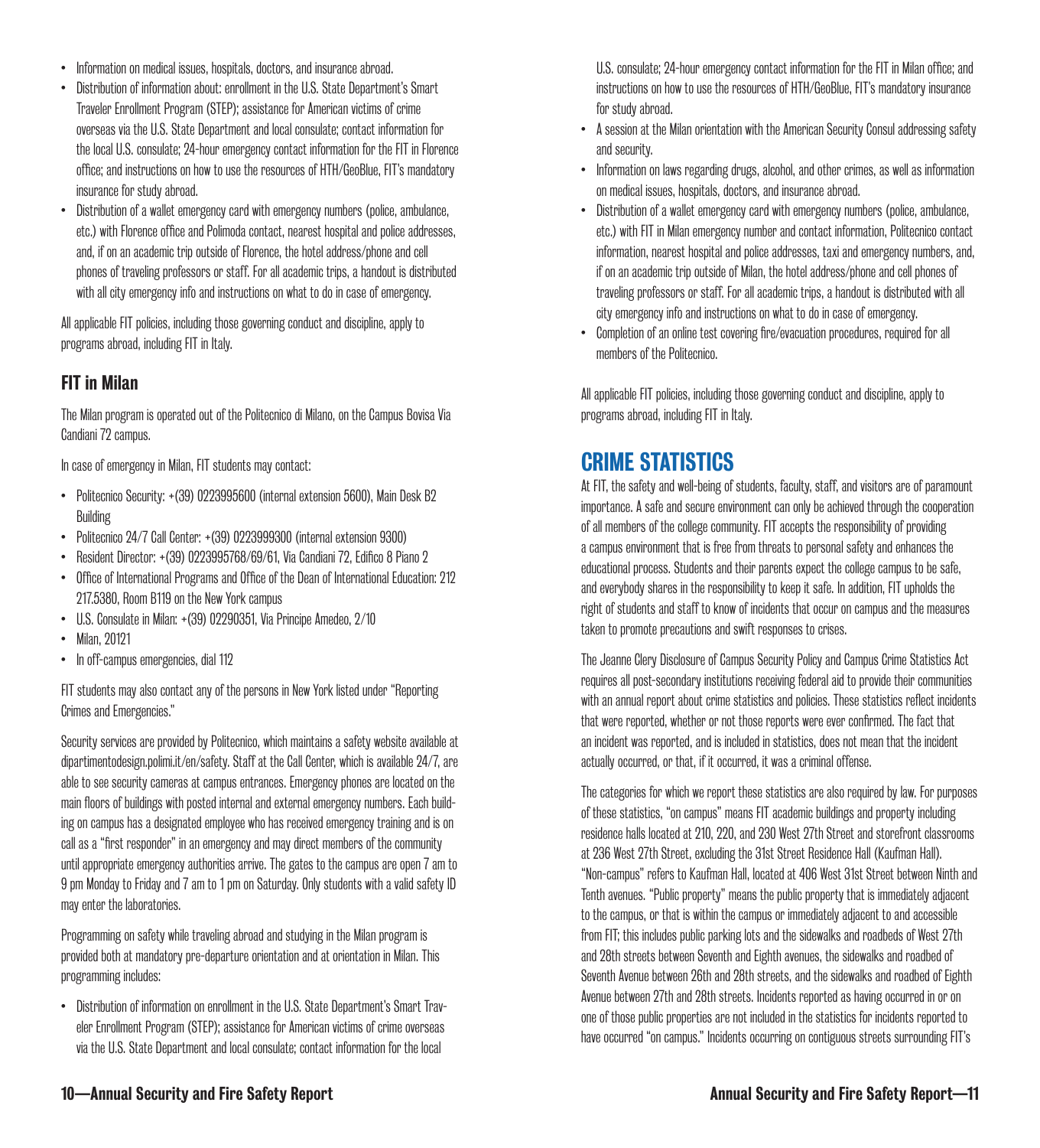- Information on medical issues, hospitals, doctors, and insurance abroad.
- Distribution of information about: enrollment in the U.S. State Department's Smart Traveler Enrollment Program (STEP); assistance for American victims of crime overseas via the U.S. State Department and local consulate; contact information for the local U.S. consulate; 24-hour emergency contact information for the FIT in Florence office; and instructions on how to use the resources of HTH/GeoBlue, FIT's mandatory insurance for study abroad.
- Distribution of a wallet emergency card with emergency numbers (police, ambulance, etc.) with Florence office and Polimoda contact, nearest hospital and police addresses, and, if on an academic trip outside of Florence, the hotel address/phone and cell phones of traveling professors or staff. For all academic trips, a handout is distributed with all city emergency info and instructions on what to do in case of emergency.

All applicable FIT policies, including those governing conduct and discipline, apply to programs abroad, including FIT in Italy.

### FIT in Milan

The Milan program is operated out of the Politecnico di Milano, on the Campus Bovisa Via Candiani 72 campus.

In case of emergency in Milan, FIT students may contact:

- Politecnico Security: +(39) 0223995600 (internal extension 5600), Main Desk B2 Building
- Politecnico 24/7 Call Center: +(39) 0223999300 (internal extension 9300)
- Resident Director: +(39) 0223995768/69/61, Via Gandiani 72, Edifico 8 Piano 2
- Office of International Programs and Office of the Dean of International Education: 212 217.5380, Room B119 on the New York campus
- U.S. Consulate in Milan: +(39) 02290351, Via Principe Amedeo, 2/10
- Milan, 20121
- In off-campus emergencies, dial 112

FIT students may also contact any of the persons in New York listed under "Reporting Crimes and Emergencies."

Security services are provided by Politecnico, which maintains a safety website available at dipartimentodesign.polimi.it/en/safety. Staff at the Call Center, which is available 24/7, are able to see security cameras at campus entrances. Emergency phones are located on the main floors of buildings with posted internal and external emergency numbers. Each building on campus has a designated employee who has received emergency training and is on call as a "first responder" in an emergency and may direct members of the community until appropriate emergency authorities arrive. The gates to the campus are open 7 am to 9 pm Monday to Friday and 7 am to 1 pm on Saturday. Only students with a valid safety ID may enter the laboratories.

Programming on safety while traveling abroad and studying in the Milan program is provided both at mandatory pre-departure orientation and at orientation in Milan. This programming includes:

- Distribution of information on enrollment in the U.S. State Department's Smart Traveler Enrollment Program (STEP); assistance for American victims of crime overseas via the U.S. State Department and local consulate; contact information for the local U.S. consulate; 24-hour emergency contact information for the FIT in Milan office; and instructions on how to use the resources of HTH/GeoBlue, FIT's mandatory insurance for study abroad.
- A session at the Milan orientation with the American Security Consul addressing safety and security.
- Information on laws regarding drugs, alcohol, and other crimes, as well as information on medical issues, hospitals, doctors, and insurance abroad.
- Distribution of a wallet emergency card with emergency numbers (police, ambulance, etc.) with FIT in Milan emergency number and contact information, Politecnico contact information, nearest hospital and police addresses, taxi and emergency numbers, and, if on an academic trip outside of Milan, the hotel address/phone and cell phones of traveling professors or staff. For all academic trips, a handout is distributed with all city emergency info and instructions on what to do in case of emergency.
- Completion of an online test covering fire/evacuation procedures, required for all members of the Politecnico.

All applicable FIT policies, including those governing conduct and discipline, apply to programs abroad, including FIT in Italy.

## CRIME STATISTICS

At FIT, the safety and well-being of students, faculty, staff, and visitors are of paramount importance. A safe and secure environment can only be achieved through the cooperation of all members of the college community. FIT accepts the responsibility of providing a campus environment that is free from threats to personal safety and enhances the educational process. Students and their parents expect the college campus to be safe, and everybody shares in the responsibility to keep it safe. In addition, FIT upholds the right of students and staff to know of incidents that occur on campus and the measures taken to promote precautions and swift responses to crises.

The Jeanne Clery Disclosure of Campus Security Policy and Campus Crime Statistics Act requires all post-secondary institutions receiving federal aid to provide their communities with an annual report about crime statistics and policies. These statistics reflect incidents that were reported, whether or not those reports were ever confirmed. The fact that an incident was reported, and is included in statistics, does not mean that the incident actually occurred, or that, if it occurred, it was a criminal offense.

The categories for which we report these statistics are also required by law. For purposes of these statistics, "on campus" means FIT academic buildings and property including residence halls located at 210, 220, and 230 West 27th Street and storefront classrooms at 236 West 27th Street, excluding the 31st Street Residence Hall (Kaufman Hall). "Non-campus" refers to Kaufman Hall, located at 406 West 31st Street between Ninth and Tenth avenues. "Public property" means the public property that is immediately adjacent to the campus, or that is within the campus or immediately adjacent to and accessible from FIT; this includes public parking lots and the sidewalks and roadbeds of West 27th and 28th streets between Seventh and Eighth avenues, the sidewalks and roadbed of Seventh Avenue between 26th and 28th streets, and the sidewalks and roadbed of Eighth Avenue between 27th and 28th streets. Incidents reported as having occurred in or on one of those public properties are not included in the statistics for incidents reported to have occurred "on campus." Incidents occurring on contiguous streets surrounding FIT's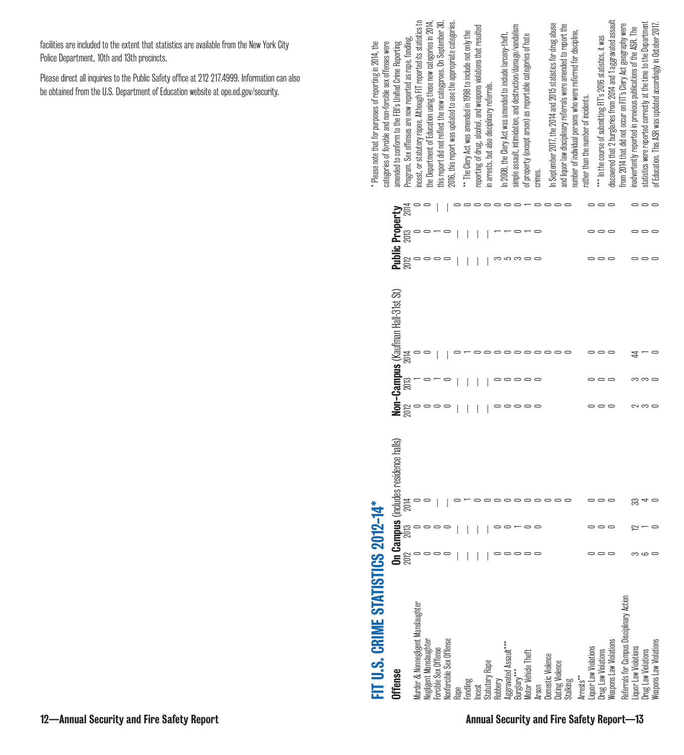facilities are included to the extent that statistics are available from the New York City Police Department, 10th and 13th precincts.

Please direct all inquiries to the Public Safety office at 212 217.4999. Information can also be obtained from the U.S. Department of Education website at ope.ed.gov/security.

## FIT U.S. CRIME STATISTICS 2012–14*

| Offense | **On Campus** (includes residence halls) | | | **Non-Campus** (Kaufman Hall-31st St) | | | **Public Property** | | |
|---|---|---|---|---|---|---|---|---|---|
| | 2012 | 2013 | 2014 | 2012 | 2013 | 2014 | 2012 | 2013 | 2014 |
| Murder & Nonnegligent Manslaughter | 0 | 0 | 0 | 0 | 1 | 0 | 0 | 0 | 0 |
| Negligent Manslaughter | 0 | 0 | 0 | 0 | 0 | 0 | 0 | 0 | 0 |
| Forcible Sex Offense | 0 | 0 | — | 0 | 1 | — | 0 | 1 | — |
| Nonforcible Sex Offense | 0 | 0 | — | 0 | 0 | — | 0 | 0 | — |
| Rape | — | — | 0 | — | — | 0 | — | — | 0 |
| Fondling | — | — | 1 | — | — | 1 | — | — | 0 |
| Incest | — | — | 0 | — | — | 0 | — | — | 0 |
| Statutory Rape | — | — | 0 | — | — | 0 | — | — | 0 |
| Robbery | 0 | 0 | 0 | 0 | 0 | 0 | 3 | 1 | 0 |
| Aggravated Assault*** | 0 | 0 | 0 | 0 | 0 | 0 | 5 | 1 | 0 |
| Burglary*** | 0 | 1 | 0 | 0 | 0 | 0 | 3 | 0 | 0 |
| Motor Vehicle Theft | 0 | 0 | 0 | 0 | 0 | 0 | 0 | 1 | 1 |
| Arson | 0 | 0 | 0 | 0 | 0 | 0 | 0 | 0 | 0 |
| Domestic Violence | | | 0 | | | 0 | | | 0 |
| Dating Violence | | | 0 | | | 0 | | | 0 |
| Stalking | | | 0 | | | 0 | | | 0 |
| Arrests** | | | | | | | | | |
| Liquor Law Violations | 0 | 0 | 0 | 0 | 0 | 0 | 0 | 0 | 0 |
| Drug Law Violations | 0 | 0 | 0 | 0 | 0 | 0 | 0 | 0 | 0 |
| Weapons Law Violations | 0 | 0 | 0 | 0 | 0 | 0 | 0 | 0 | 0 |
| Referrals for Campus Disciplinary Action | | | | | | | | | |
| Liquor Law Violations | 3 | 12 | 33 | 2 | 3 | 44 | 0 | 0 | 0 |
| Drug Law Violations | 6 | 1 | 4 | 3 | 3 | 1 | 0 | 0 | 0 |
| Weapons Law Violations | 0 | 0 | 0 | 0 | 0 | 0 | 0 | 0 | 0 |

\* Please note that for purposes of reporting in 2014, the categories of forcible and non-forcible sex offenses were amended to conform to the FBI's Unified Crime Reporting Program. Sex offenses are now reported as rape, fondling, incest, or statutory rapoe. Although FIT reported its statistics to the Department of Education using these new categories in 2014, this report did not reflect the new categproes. On September 30, 2016, this report was updated to use the appropriate categories.

** The Clery Act was amended in 1998 to include not only the reporting of drug, alcohol, and weapons violations that resulted in arrests, but also disciplinary referrals.

In 2008, the Clery Act was amended to include larceny-theft, simple assault, intimidation, and destruction/damage/vandalism of property (except arson) as reportable categories of hate crimes.

In September 2017, the 2014 and 2015 statistics for drug abuse and liquor law disciplinary referrals were amended to report the number of individual persons who were referred for discipline, rather than the number of incidents.

*** In the course of submitting FIT's 2016 statistics, it was discovered that 2 burglaries from 2014 and 1 aggravated assault from 2014 that did not occur on FIT's Clery Act geography were inadvertently reported in previous publications of the ASR. The statistics were reported correctly at the time to the Department of Education. This ASR was updated accordingly in October 2017.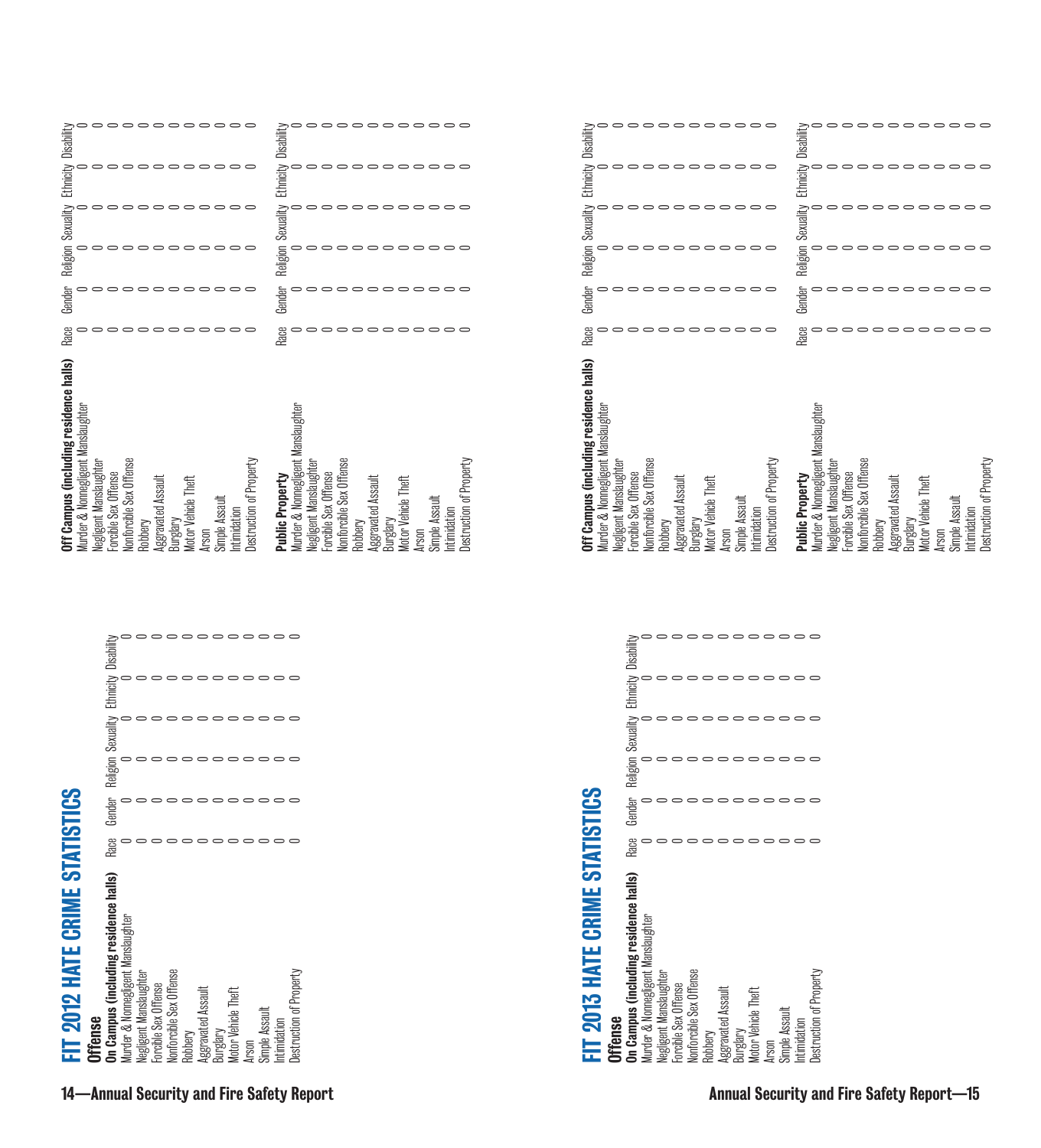# FIT 2012 HATE CRIME STATISTICS

| Offense | Race | Gender | Religion | Sexuality | Ethnicity | Disability |
|---|---|---|---|---|---|---|
| **On Campus (including residence halls)** | | | | | | |
| Murder & Nonnegligent Manslaughter | 0 | 0 | 0 | 0 | 0 | 0 |
| Negligent Manslaughter | 0 | 0 | 0 | 0 | 0 | 0 |
| Forcible Sex Offense | 0 | 0 | 0 | 0 | 0 | 0 |
| Nonforcible Sex Offense | 0 | 0 | 0 | 0 | 0 | 0 |
| Robbery | 0 | 0 | 0 | 0 | 0 | 0 |
| Aggravated Assault | 0 | 0 | 0 | 0 | 0 | 0 |
| Burglary | 0 | 0 | 0 | 0 | 0 | 0 |
| Motor Vehicle Theft | 0 | 0 | 0 | 0 | 0 | 0 |
| Arson | 0 | 0 | 0 | 0 | 0 | 0 |
| Simple Assault | 0 | 0 | 0 | 0 | 0 | 0 |
| Intimidation | 0 | 0 | 0 | 0 | 0 | 0 |
| Destruction of Property | 0 | 0 | 0 | 0 | 0 | 0 |

| Off Campus (including residence halls) | Race | Gender | Religion | Sexuality | Ethnicity | Disability |
|---|---|---|---|---|---|---|
| Murder & Nonnegligent Manslaughter | 0 | 0 | 0 | 0 | 0 | 0 |
| Negligent Manslaughter | 0 | 0 | 0 | 0 | 0 | 0 |
| Forcible Sex Offense | 0 | 0 | 0 | 0 | 0 | 0 |
| Nonforcible Sex Offense | 0 | 0 | 0 | 0 | 0 | 0 |
| Robbery | 0 | 0 | 0 | 0 | 0 | 0 |
| Aggravated Assault | 0 | 0 | 0 | 0 | 0 | 0 |
| Burglary | 0 | 0 | 0 | 0 | 0 | 0 |
| Motor Vehicle Theft | 0 | 0 | 0 | 0 | 0 | 0 |
| Arson | 0 | 0 | 0 | 0 | 0 | 0 |
| Simple Assault | 0 | 0 | 0 | 0 | 0 | 0 |
| Intimidation | 0 | 0 | 0 | 0 | 0 | 0 |
| Destruction of Property | 0 | 0 | 0 | 0 | 0 | 0 |

| Public Property | Race | Gender | Religion | Sexuality | Ethnicity | Disability |
|---|---|---|---|---|---|---|
| Murder & Nonnegligent Manslaughter | 0 | 0 | 0 | 0 | 0 | 0 |
| Negligent Manslaughter | 0 | 0 | 0 | 0 | 0 | 0 |
| Forcible Sex Offense | 0 | 0 | 0 | 0 | 0 | 0 |
| Nonforcible Sex Offense | 0 | 0 | 0 | 0 | 0 | 0 |
| Robbery | 0 | 0 | 0 | 0 | 0 | 0 |
| Aggravated Assault | 0 | 0 | 0 | 0 | 0 | 0 |
| Burglary | 0 | 0 | 0 | 0 | 0 | 0 |
| Motor Vehicle Theft | 0 | 0 | 0 | 0 | 0 | 0 |
| Arson | 0 | 0 | 0 | 0 | 0 | 0 |
| Simple Assault | 0 | 0 | 0 | 0 | 0 | 0 |
| Intimidation | 0 | 0 | 0 | 0 | 0 | 0 |
| Destruction of Property | 0 | 0 | 0 | 0 | 0 | 0 |

# FIT 2013 HATE CRIME STATISTICS

| Offense | Race | Gender | Religion | Sexuality | Ethnicity | Disability |
|---|---|---|---|---|---|---|
| **On Campus (including residence halls)** | | | | | | |
| Murder & Nonnegligent Manslaughter | 0 | 0 | 0 | 0 | 0 | 0 |
| Negligent Manslaughter | 0 | 0 | 0 | 0 | 0 | 0 |
| Forcible Sex Offense | 0 | 0 | 0 | 0 | 0 | 0 |
| Nonforcible Sex Offense | 0 | 0 | 0 | 0 | 0 | 0 |
| Robbery | 0 | 0 | 0 | 0 | 0 | 0 |
| Aggravated Assault | 0 | 0 | 0 | 0 | 0 | 0 |
| Burglary | 0 | 0 | 0 | 0 | 0 | 0 |
| Motor Vehicle Theft | 0 | 0 | 0 | 0 | 0 | 0 |
| Arson | 0 | 0 | 0 | 0 | 0 | 0 |
| Simple Assault | 0 | 0 | 0 | 0 | 0 | 0 |
| Intimidation | 0 | 0 | 0 | 0 | 0 | 0 |
| Destruction of Property | 0 | 0 | 0 | 0 | 0 | 0 |

| Off Campus (including residence halls) | Race | Gender | Religion | Sexuality | Ethnicity | Disability |
|---|---|---|---|---|---|---|
| Murder & Nonnegligent Manslaughter | 0 | 0 | 0 | 0 | 0 | 0 |
| Negligent Manslaughter | 0 | 0 | 0 | 0 | 0 | 0 |
| Forcible Sex Offense | 0 | 0 | 0 | 0 | 0 | 0 |
| Nonforcible Sex Offense | 0 | 0 | 0 | 0 | 0 | 0 |
| Robbery | 0 | 0 | 0 | 0 | 0 | 0 |
| Aggravated Assault | 0 | 0 | 0 | 0 | 0 | 0 |
| Burglary | 0 | 0 | 0 | 0 | 0 | 0 |
| Motor Vehicle Theft | 0 | 0 | 0 | 0 | 0 | 0 |
| Arson | 0 | 0 | 0 | 0 | 0 | 0 |
| Simple Assault | 0 | 0 | 0 | 0 | 0 | 0 |
| Intimidation | 0 | 0 | 0 | 0 | 0 | 0 |
| Destruction of Property | 0 | 0 | 0 | 0 | 0 | 0 |

| Public Property | Race | Gender | Religion | Sexuality | Ethnicity | Disability |
|---|---|---|---|---|---|---|
| Murder & Nonnegligent Manslaughter | 0 | 0 | 0 | 0 | 0 | 0 |
| Negligent Manslaughter | 0 | 0 | 0 | 0 | 0 | 0 |
| Forcible Sex Offense | 0 | 0 | 0 | 0 | 0 | 0 |
| Nonforcible Sex Offense | 0 | 0 | 0 | 0 | 0 | 0 |
| Robbery | 0 | 0 | 0 | 0 | 0 | 0 |
| Aggravated Assault | 0 | 0 | 0 | 0 | 0 | 0 |
| Burglary | 0 | 0 | 0 | 0 | 0 | 0 |
| Motor Vehicle Theft | 0 | 0 | 0 | 0 | 0 | 0 |
| Arson | 0 | 0 | 0 | 0 | 0 | 0 |
| Simple Assault | 0 | 0 | 0 | 0 | 0 | 0 |
| Intimidation | 0 | 0 | 0 | 0 | 0 | 0 |
| Destruction of Property | 0 | 0 | 0 | 0 | 0 | 0 |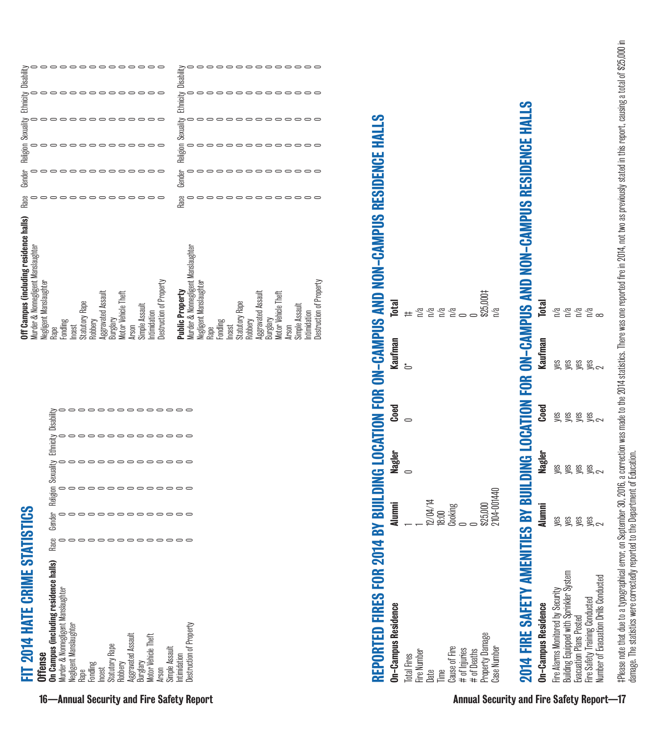## FIT 2014 HATE CRIME STATISTICS

| Offense | Race | Gender | Religion | Sexuality | Ethnicity | Disability |
|---|---|---|---|---|---|---|
| **On Campus (including residence halls)** | | | | | | |
| Murder & Nonnegligent Manslaughter | 0 | 0 | 0 | 0 | 0 | 0 |
| Negligent Manslaughter | 0 | 0 | 0 | 0 | 0 | 0 |
| Rape | 0 | 0 | 0 | 0 | 0 | 0 |
| Fondling | 0 | 0 | 0 | 0 | 0 | 0 |
| Incest | 0 | 0 | 0 | 0 | 0 | 0 |
| Statutory Rape | 0 | 0 | 0 | 0 | 0 | 0 |
| Robbery | 0 | 0 | 0 | 0 | 0 | 0 |
| Aggravated Assault | 0 | 0 | 0 | 0 | 0 | 0 |
| Burglary | 0 | 0 | 0 | 0 | 0 | 0 |
| Motor Vehicle Theft | 0 | 0 | 0 | 0 | 0 | 0 |
| Arson | 0 | 0 | 0 | 0 | 0 | 0 |
| Simple Assault | 0 | 0 | 0 | 0 | 0 | 0 |
| Intimidation | 0 | 0 | 0 | 0 | 0 | 0 |
| Destruction of Property | 0 | 0 | 0 | 0 | 0 | 0 |

| Off Campus (including residence halls) | Race | Gender | Religion | Sexuality | Ethnicity | Disability |
|---|---|---|---|---|---|---|
| Murder & Nonnegligent Manslaughter | 0 | 0 | 0 | 0 | 0 | 0 |
| Negligent Manslaughter | 0 | 0 | 0 | 0 | 0 | 0 |
| Rape | 0 | 0 | 0 | 0 | 0 | 0 |
| Fondling | 0 | 0 | 0 | 0 | 0 | 0 |
| Incest | 0 | 0 | 0 | 0 | 0 | 0 |
| Statutory Rape | 0 | 0 | 0 | 0 | 0 | 0 |
| Robbery | 0 | 0 | 0 | 0 | 0 | 0 |
| Aggravated Assault | 0 | 0 | 0 | 0 | 0 | 0 |
| Burglary | 0 | 0 | 0 | 0 | 0 | 0 |
| Motor Vehicle Theft | 0 | 0 | 0 | 0 | 0 | 0 |
| Arson | 0 | 0 | 0 | 0 | 0 | 0 |
| Simple Assault | 0 | 0 | 0 | 0 | 0 | 0 |
| Intimidation | 0 | 0 | 0 | 0 | 0 | 0 |
| Destruction of Property | 0 | 0 | 0 | 0 | 0 | 0 |

| Public Property | Race | Gender | Religion | Sexuality | Ethnicity | Disability |
|---|---|---|---|---|---|---|
| Murder & Nonnegligent Manslaughter | 0 | 0 | 0 | 0 | 0 | 0 |
| Negligent Manslaughter | 0 | 0 | 0 | 0 | 0 | 0 |
| Rape | 0 | 0 | 0 | 0 | 0 | 0 |
| Fondling | 0 | 0 | 0 | 0 | 0 | 0 |
| Incest | 0 | 0 | 0 | 0 | 0 | 0 |
| Statutory Rape | 0 | 0 | 0 | 0 | 0 | 0 |
| Robbery | 0 | 0 | 0 | 0 | 0 | 0 |
| Aggravated Assault | 0 | 0 | 0 | 0 | 0 | 0 |
| Burglary | 0 | 0 | 0 | 0 | 0 | 0 |
| Motor Vehicle Theft | 0 | 0 | 0 | 0 | 0 | 0 |
| Arson | 0 | 0 | 0 | 0 | 0 | 0 |
| Simple Assault | 0 | 0 | 0 | 0 | 0 | 0 |
| Intimidation | 0 | 0 | 0 | 0 | 0 | 0 |
| Destruction of Property | 0 | 0 | 0 | 0 | 0 | 0 |

## REPORTED FIRES FOR 2014 BY BUILDING LOCATION FOR ON-CAMPUS AND NON-CAMPUS RESIDENCE HALLS

| On-Campus Residence | Alumni | Nagler | Coed | Kaufman | Total |
|---|---|---|---|---|---|
| Total Fires | 1 | 0 | 0 | 0* | 1‡ |
| Fire Number | 1 | | | | n/a |
| Date | 12/04/14 | | | | n/a |
| Time | 18:00 | | | | n/a |
| Cause of Fire | Cooking | | | | n/a |
| # of Injuries | 0 | | | | 0 |
| # of Deaths | 0 | | | | 0 |
| Property Damage | $25,000 | | | | $25,000‡ |
| Case Number | 2104-001440 | | | | n/a |

## 2014 FIRE SAFETY AMENITIES BY BUILDING LOCATION FOR ON-CAMPUS AND NON-CAMPUS RESIDENCE HALLS

| On-Campus Residence | Alumni | Nagler | Coed | Kaufman | Total |
|---|---|---|---|---|---|
| Fire Alarms Monitored by Security | yes | yes | yes | yes | n/a |
| Building Equipped with Sprinkler System | yes | yes | yes | yes | n/a |
| Evacuation Plans Posted | yes | yes | yes | yes | n/a |
| Fire Safety Training Conducted | yes | yes | yes | yes | n/a |
| Number of Evacuation Drills Conducted | 2 | 2 | 2 | 2 | 8 |

‡Please note that due to a typographical error, on September 30, 2016, a correction was made to the 2014 statistics. There was one reported fire in 2014, not two as previously stated in this report, causing a total of $25,000 in damage. The statistics were correctly reported to the Department of Education.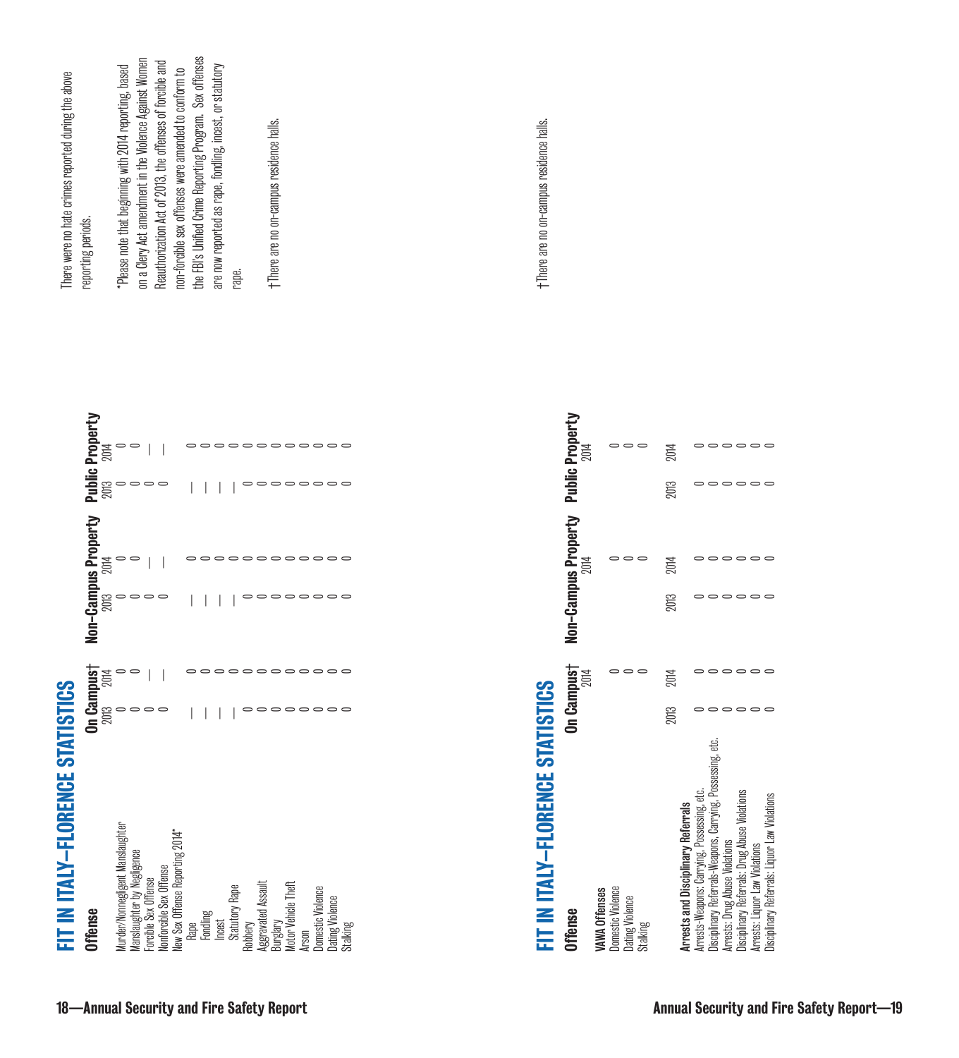## FIT IN ITALY—FLORENCE STATISTICS

| Offense | On Campus† | | Non-Campus Property | | Public Property | |
|---|---|---|---|---|---|---|
| | 2013 | 2014 | 2013 | 2014 | 2013 | 2014 |
| Murder/Nonnegligent Manslaughter | 0 | 0 | 0 | 0 | 0 | 0 |
| Manslaughter by Negligence | 0 | 0 | 0 | 0 | 0 | 0 |
| Forcible Sex Offense | 0 | — | 0 | — | 0 | — |
| Nonforcible Sex Offense | 0 | — | 0 | — | 0 | — |
| New Sex Offense Reporting 2014* | | | | | | |
| Rape | — | 0 | — | 0 | — | 0 |
| Fondling | — | 0 | — | 0 | — | 0 |
| Incest | — | 0 | — | 0 | — | 0 |
| Statutory Rape | — | 0 | — | 0 | — | 0 |
| Robbery | 0 | 0 | 0 | 0 | 0 | 0 |
| Aggravated Assault | 0 | 0 | 0 | 0 | 0 | 0 |
| Burglary | 0 | 0 | 0 | 0 | 0 | 0 |
| Motor Vehicle Theft | 0 | 0 | 0 | 0 | 0 | 0 |
| Arson | 0 | 0 | 0 | 0 | 0 | 0 |
| Domestic Violence | 0 | 0 | 0 | 0 | 0 | 0 |
| Dating Violence | 0 | 0 | 0 | 0 | 0 | 0 |
| Stalking | 0 | 0 | 0 | 0 | 0 | 0 |

There were no hate crimes reported during the above reporting periods.

*Please note that beginning with 2014 reporting, based on a Clery Act amendment in the Violence Against Women Reauthorization Act of 2013, the offenses of forcible and non-forcible sex offenses were amended to conform to the FBI's Unified Crime Reporting Program. Sex offenses are now reported as rape, fondling, incest, or statutory rape.

†There are no on-campus residence halls.

## FIT IN ITALY—FLORENCE STATISTICS

| Offense | On Campus† | Non-Campus Property | Public Property |
|---|---|---|---|
| | 2014 | 2014 | 2014 |
| **VAWA Offenses** | | | |
| Domestic Violence | 0 | 0 | 0 |
| Dating Violence | 0 | 0 | 0 |
| Stalking | 0 | 0 | 0 |

| Arrests and Disciplinary Referrals | On Campus† | | Non-Campus Property | | Public Property | |
|---|---|---|---|---|---|---|
| | 2013 | 2014 | 2013 | 2014 | 2013 | 2014 |
| Arrests-Weapons: Carrying, Possessing, etc. | 0 | 0 | 0 | 0 | 0 | 0 |
| Disciplinary Referrals-Weapons, Carrying, Possessing, etc. | 0 | 0 | 0 | 0 | 0 | 0 |
| Arrests: Drug Abuse Violations | 0 | 0 | 0 | 0 | 0 | 0 |
| Disciplinary Referrals: Drug Abuse Violations | 0 | 0 | 0 | 0 | 0 | 0 |
| Arrests: Liquor Law Violations | 0 | 0 | 0 | 0 | 0 | 0 |
| Disciplinary Referrals: Liquor Law Violations | 0 | 0 | 0 | 0 | 0 | 0 |

†There are no on-campus residence halls.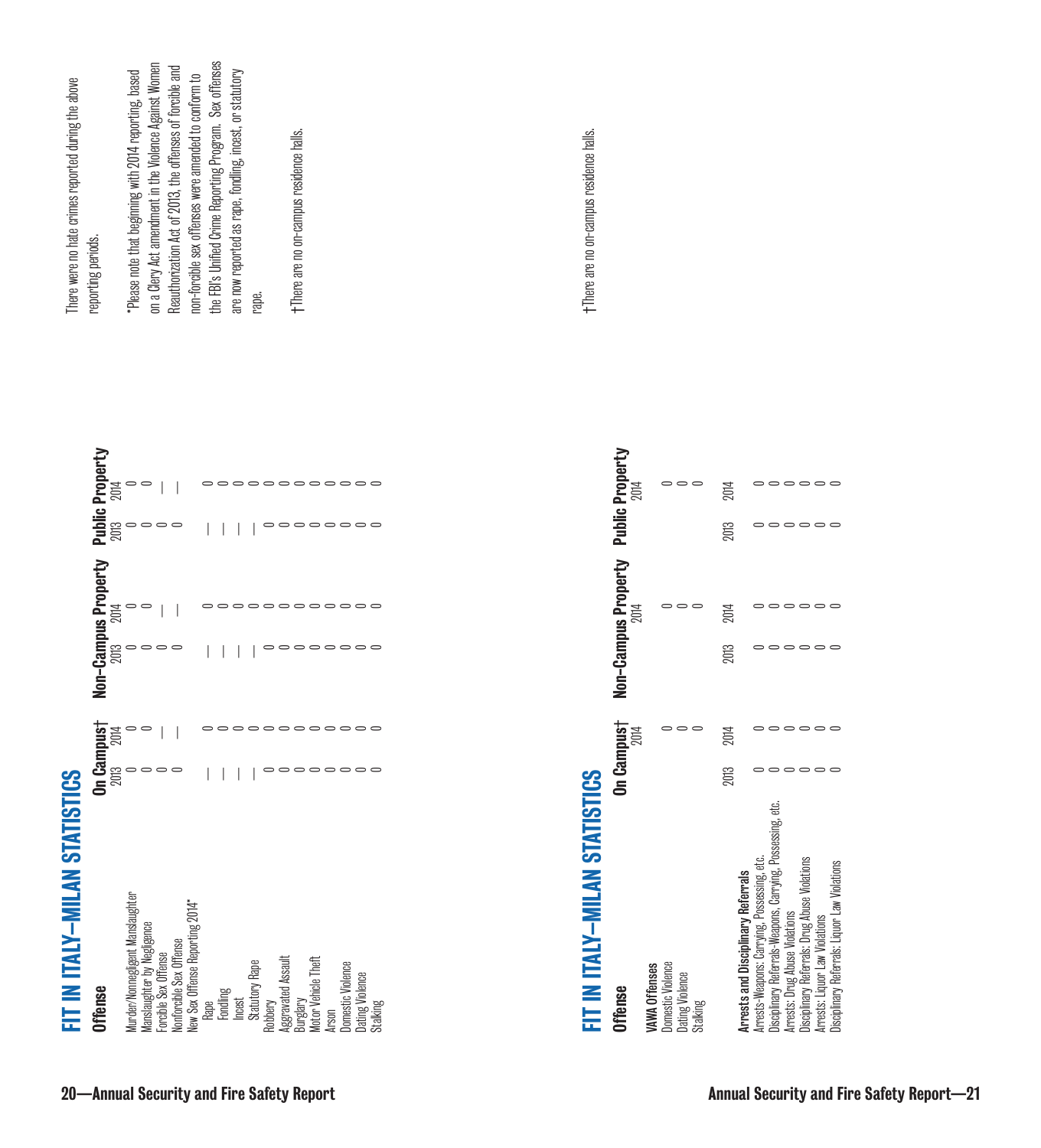# FIT IN ITALY—MILAN STATISTICS

| Offense | On Campus† 2013 | On Campus† 2014 | Non-Campus Property 2013 | Non-Campus Property 2014 | Public Property 2013 | Public Property 2014 |
|---|---|---|---|---|---|---|
| Murder/Nonnegligent Manslaughter | 0 | 0 | 0 | 0 | 0 | 0 |
| Manslaughter by Negligence | 0 | 0 | 0 | 0 | 0 | 0 |
| Forcible Sex Offense | 0 | — | 0 | — | 0 | — |
| Nonforcible Sex Offense | 0 | — | 0 | — | 0 | — |
| New Sex Offense Reporting 2014* | | | | | | |
| Rape | — | 0 | — | 0 | — | 0 |
| Fondling | — | 0 | — | 0 | — | 0 |
| Incest | — | 0 | — | 0 | — | 0 |
| Statutory Rape | — | 0 | — | 0 | — | 0 |
| Robbery | 0 | 0 | 0 | 0 | 0 | 0 |
| Aggravated Assault | 0 | 0 | 0 | 0 | 0 | 0 |
| Burglary | 0 | 0 | 0 | 0 | 0 | 0 |
| Motor Vehicle Theft | 0 | 0 | 0 | 0 | 0 | 0 |
| Arson | 0 | 0 | 0 | 0 | 0 | 0 |
| Domestic Violence | 0 | 0 | 0 | 0 | 0 | 0 |
| Dating Violence | 0 | 0 | 0 | 0 | 0 | 0 |
| Stalking | 0 | 0 | 0 | 0 | 0 | 0 |

There were no hate crimes reported during the above reporting periods.

*Please note that beginning with 2014 reporting, based on a Clery Act amendment in the Violence Against Women Reauthorization Act of 2013, the offenses of forcible and non-forcible sex offenses were amended to conform to the FBI's Unified Crime Reporting Program. Sex offenses are now reported as rape, fondling, incest, or statutory rape.

†There are no on-campus residence halls.

# FIT IN ITALY—MILAN STATISTICS

| Offense | On Campus† 2014 | Non-Campus Property 2014 | Public Property 2014 |
|---|---|---|---|
| **VAWA Offenses** | | | |
| Domestic Violence | 0 | 0 | 0 |
| Dating Violence | 0 | 0 | 0 |
| Stalking | 0 | 0 | 0 |

| Arrests and Disciplinary Referrals | On Campus† 2013 | On Campus† 2014 | Non-Campus Property 2013 | Non-Campus Property 2014 | Public Property 2013 | Public Property 2014 |
|---|---|---|---|---|---|---|
| Arrests–Weapons: Carrying, Possessing, etc. | 0 | 0 | 0 | 0 | 0 | 0 |
| Disciplinary Referrals–Weapons, Carrying, Possessing, etc. | 0 | 0 | 0 | 0 | 0 | 0 |
| Arrests: Drug Abuse Violations | 0 | 0 | 0 | 0 | 0 | 0 |
| Disciplinary Referrals: Drug Abuse Violations | 0 | 0 | 0 | 0 | 0 | 0 |
| Arrests: Liquor Law Violations | 0 | 0 | 0 | 0 | 0 | 0 |
| Disciplinary Referrals: Liquor Law Violations | 0 | 0 | 0 | 0 | 0 | 0 |

†There are no on-campus residence halls.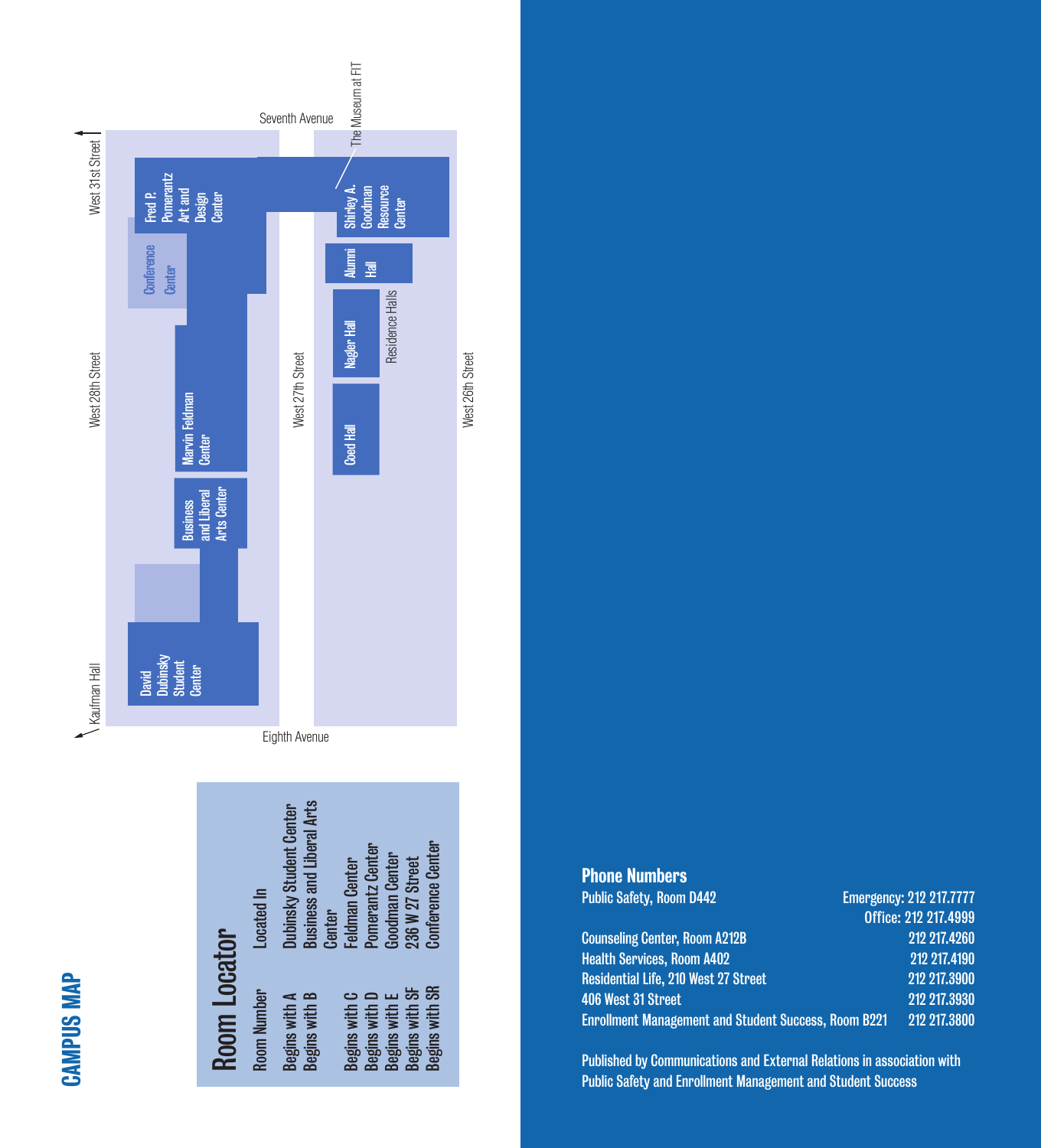# CAMPUS MAP

Seventh Avenue

West 31st Street

The Museum at FIT

Fred P. Pomerantz Art and Design Center

Conference Center

Shirley A. Goodman Resource Center

Alumni Hall

Nagler Hall

Residence Halls

West 28th Street

West 27th Street

West 26th Street

Marvin Feldman Center

Coed Hall

Business and Liberal Arts Center

David Dubinsky Student Center

Kaufman Hall

Eighth Avenue

## Room Locator

| Room Number | Located In |
|---|---|
| Begins with A | Dubinsky Student Center |
| Begins with B | Business and Liberal Arts Center |
| Begins with C | Feldman Center |
| Begins with D | Pomerantz Center |
| Begins with E | Goodman Center |
| Begins with SF | 236 W 27 Street |
| Begins with SR | Conference Center |

## Phone Numbers

| | |
|---|---|
| Public Safety, Room D442 | Emergency: 212 217.7777 |
| | Office: 212 217.4999 |
| Counseling Center, Room A212B | 212 217.4260 |
| Health Services, Room A402 | 212 217.4190 |
| Residential Life, 210 West 27 Street | 212 217.3900 |
| 406 West 31 Street | 212 217.3930 |
| Enrollment Management and Student Success, Room B221 | 212 217.3800 |

Published by Communications and External Relations in association with Public Safety and Enrollment Management and Student Success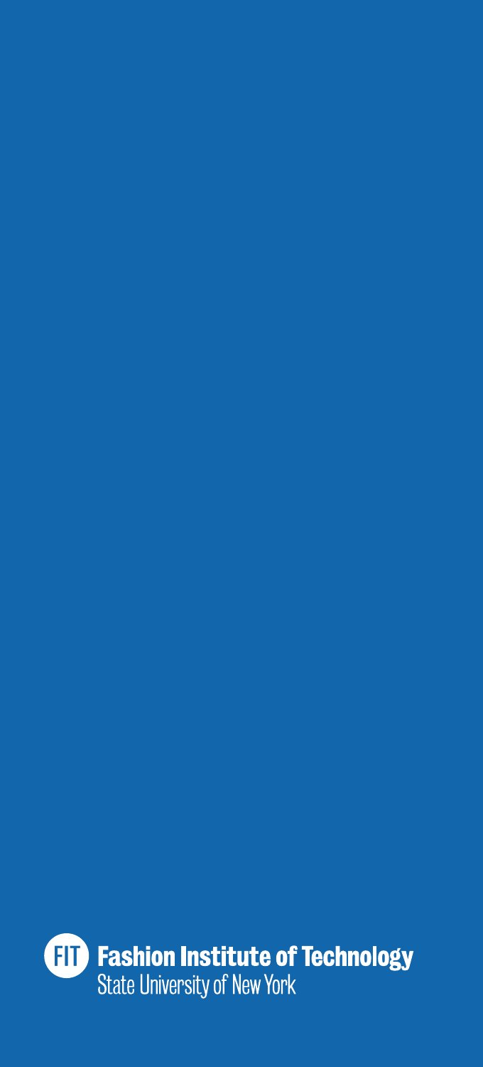FIT

**Fashion Institute of Technology**

State University of New York